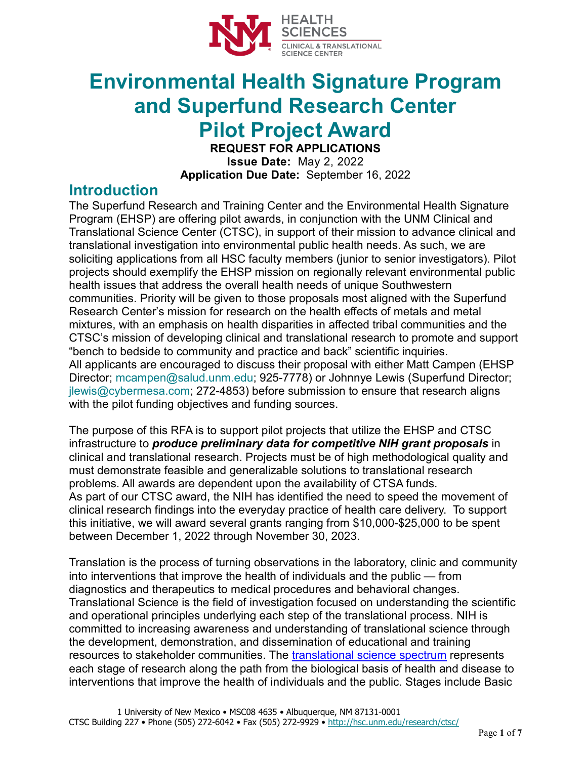# Environmental Health Signature Program and Superfund Research Center Pilot Project Award

**REQUEST FOR APPLICATIONS**

**Issue Date:** May 2, 2022

**Application Due Date:** September 16, 2022

## Introduction

The Superfund Research and Training Center and the Environmental Health Signature Program (EHSP) are offering pilot awards, in conjunction with the UNM Clinical and Translational Science Center (CTSC), in support of their mission to advance clinical and translational investigation into environmental public health needs. As such, we are soliciting applications from all HSC faculty members (junior to senior investigators). Pilot projects should exemplify the EHSP mission on regionally relevant environmental public health issues that address the overall health needs of unique Southwestern communities. Priority will be given to those proposals most aligned with the Superfund Research Center's mission for research on the health effects of metals and metal mixtures, with an emphasis on health disparities in affected tribal communities and the CTSC's mission of developing clinical and translational research to promote and support "bench to bedside to community and practice and back" scientific inquiries.

All applicants are encouraged to discuss their proposal with either Matt Campen (EHSP Director; mcampen@salud.unm.edu; 925-7778) or Johnnye Lewis (Superfund Director; jlewis@cybermesa.com; 272-4853) before submission to ensure that research aligns with the pilot funding objectives and funding sources.

The purpose of this RFA is to support pilot projects that utilize the EHSP and CTSC infrastructure to ***produce preliminary data for competitive NIH grant proposals*** in clinical and translational research. Projects must be of high methodological quality and must demonstrate feasible and generalizable solutions to translational research problems. All awards are dependent upon the availability of CTSA funds.

As part of our CTSC award, the NIH has identified the need to speed the movement of clinical research findings into the everyday practice of health care delivery. To support this initiative, we will award several grants ranging from $10,000-$25,000 to be spent between December 1, 2022 through November 30, 2023.

Translation is the process of turning observations in the laboratory, clinic and community into interventions that improve the health of individuals and the public — from diagnostics and therapeutics to medical procedures and behavioral changes. Translational Science is the field of investigation focused on understanding the scientific and operational principles underlying each step of the translational process. NIH is committed to increasing awareness and understanding of translational science through the development, demonstration, and dissemination of educational and training resources to stakeholder communities. The [translational science spectrum] represents each stage of research along the path from the biological basis of health and disease to interventions that improve the health of individuals and the public. Stages include Basic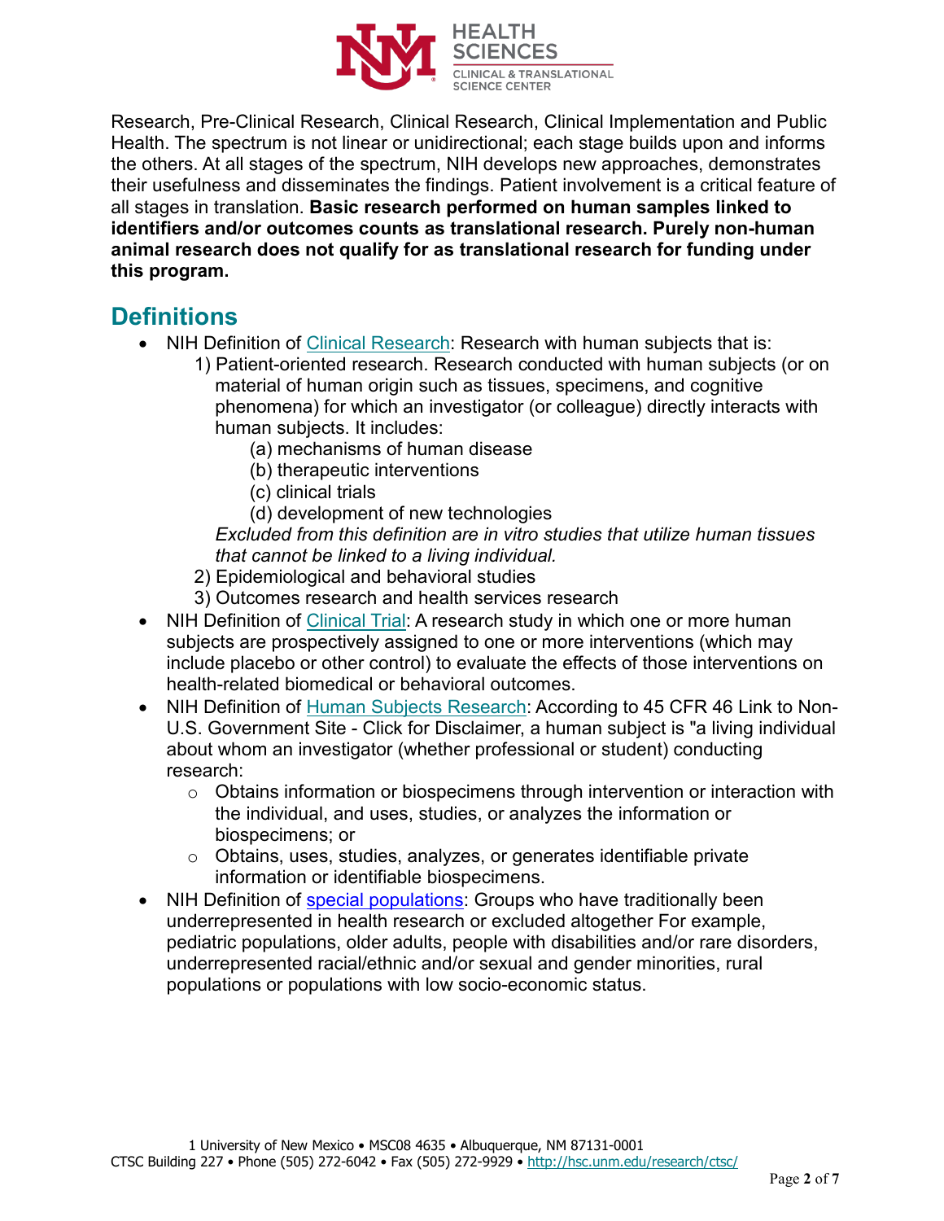Research, Pre-Clinical Research, Clinical Research, Clinical Implementation and Public Health. The spectrum is not linear or unidirectional; each stage builds upon and informs the others. At all stages of the spectrum, NIH develops new approaches, demonstrates their usefulness and disseminates the findings. Patient involvement is a critical feature of all stages in translation. **Basic research performed on human samples linked to identifiers and/or outcomes counts as translational research. Purely non-human animal research does not qualify for as translational research for funding under this program.**

## Definitions

- NIH Definition of Clinical Research: Research with human subjects that is:
  1) Patient-oriented research. Research conducted with human subjects (or on material of human origin such as tissues, specimens, and cognitive phenomena) for which an investigator (or colleague) directly interacts with human subjects. It includes:
     (a) mechanisms of human disease
     (b) therapeutic interventions
     (c) clinical trials
     (d) development of new technologies
     *Excluded from this definition are in vitro studies that utilize human tissues that cannot be linked to a living individual.*
  2) Epidemiological and behavioral studies
  3) Outcomes research and health services research
- NIH Definition of Clinical Trial: A research study in which one or more human subjects are prospectively assigned to one or more interventions (which may include placebo or other control) to evaluate the effects of those interventions on health-related biomedical or behavioral outcomes.
- NIH Definition of Human Subjects Research: According to 45 CFR 46 Link to Non-U.S. Government Site - Click for Disclaimer, a human subject is "a living individual about whom an investigator (whether professional or student) conducting research:
  - Obtains information or biospecimens through intervention or interaction with the individual, and uses, studies, or analyzes the information or biospecimens; or
  - Obtains, uses, studies, analyzes, or generates identifiable private information or identifiable biospecimens.
- NIH Definition of special populations: Groups who have traditionally been underrepresented in health research or excluded altogether For example, pediatric populations, older adults, people with disabilities and/or rare disorders, underrepresented racial/ethnic and/or sexual and gender minorities, rural populations or populations with low socio-economic status.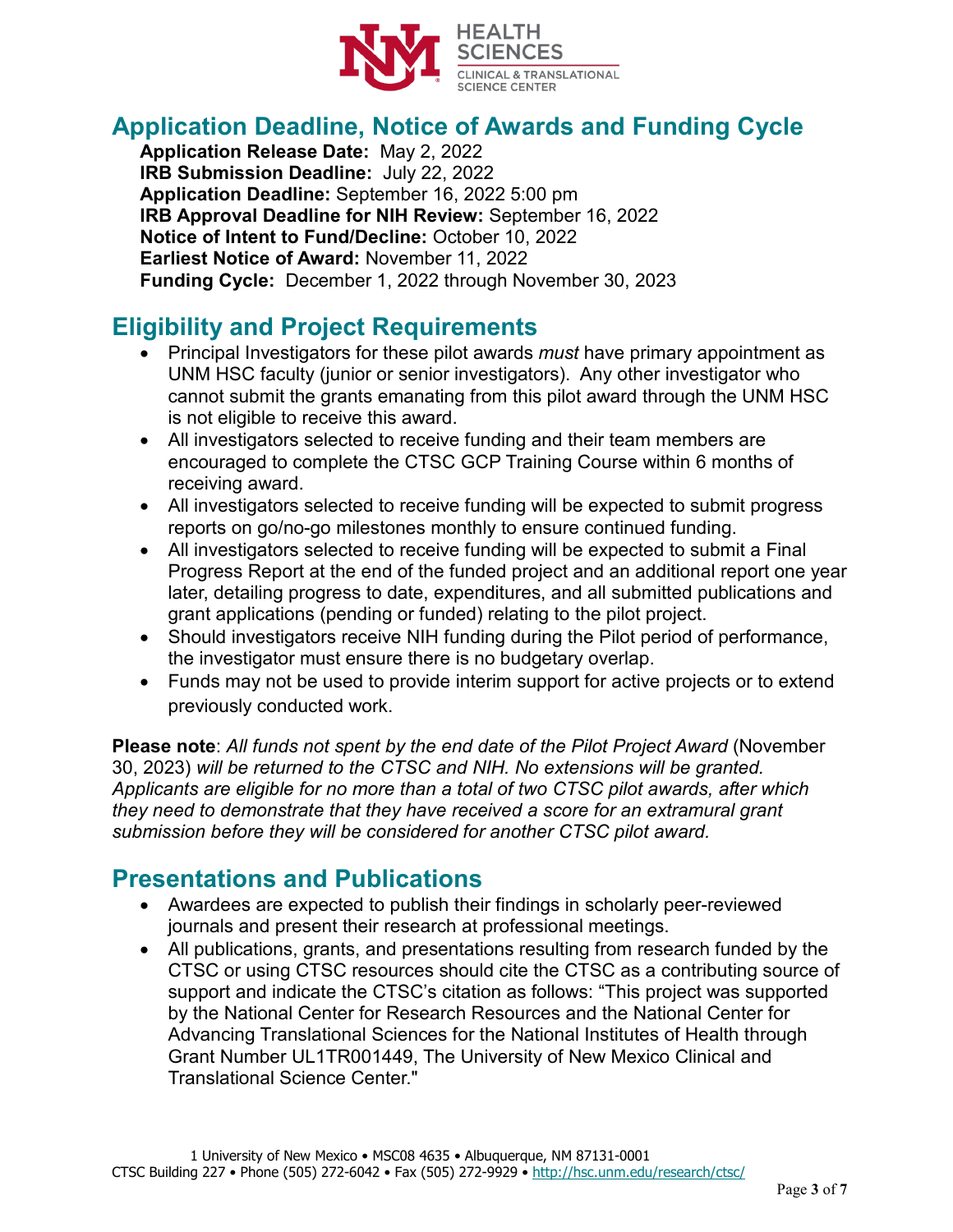## Application Deadline, Notice of Awards and Funding Cycle

**Application Release Date:** May 2, 2022
**IRB Submission Deadline:** July 22, 2022
**Application Deadline:** September 16, 2022 5:00 pm
**IRB Approval Deadline for NIH Review:** September 16, 2022
**Notice of Intent to Fund/Decline:** October 10, 2022
**Earliest Notice of Award:** November 11, 2022
**Funding Cycle:** December 1, 2022 through November 30, 2023

## Eligibility and Project Requirements

- Principal Investigators for these pilot awards *must* have primary appointment as UNM HSC faculty (junior or senior investigators). Any other investigator who cannot submit the grants emanating from this pilot award through the UNM HSC is not eligible to receive this award.
- All investigators selected to receive funding and their team members are encouraged to complete the CTSC GCP Training Course within 6 months of receiving award.
- All investigators selected to receive funding will be expected to submit progress reports on go/no-go milestones monthly to ensure continued funding.
- All investigators selected to receive funding will be expected to submit a Final Progress Report at the end of the funded project and an additional report one year later, detailing progress to date, expenditures, and all submitted publications and grant applications (pending or funded) relating to the pilot project.
- Should investigators receive NIH funding during the Pilot period of performance, the investigator must ensure there is no budgetary overlap.
- Funds may not be used to provide interim support for active projects or to extend previously conducted work.

**Please note**: *All funds not spent by the end date of the Pilot Project Award* (November 30, 2023) *will be returned to the CTSC and NIH. No extensions will be granted. Applicants are eligible for no more than a total of two CTSC pilot awards, after which they need to demonstrate that they have received a score for an extramural grant submission before they will be considered for another CTSC pilot award.*

## Presentations and Publications

- Awardees are expected to publish their findings in scholarly peer-reviewed journals and present their research at professional meetings.
- All publications, grants, and presentations resulting from research funded by the CTSC or using CTSC resources should cite the CTSC as a contributing source of support and indicate the CTSC's citation as follows: "This project was supported by the National Center for Research Resources and the National Center for Advancing Translational Sciences for the National Institutes of Health through Grant Number UL1TR001449, The University of New Mexico Clinical and Translational Science Center."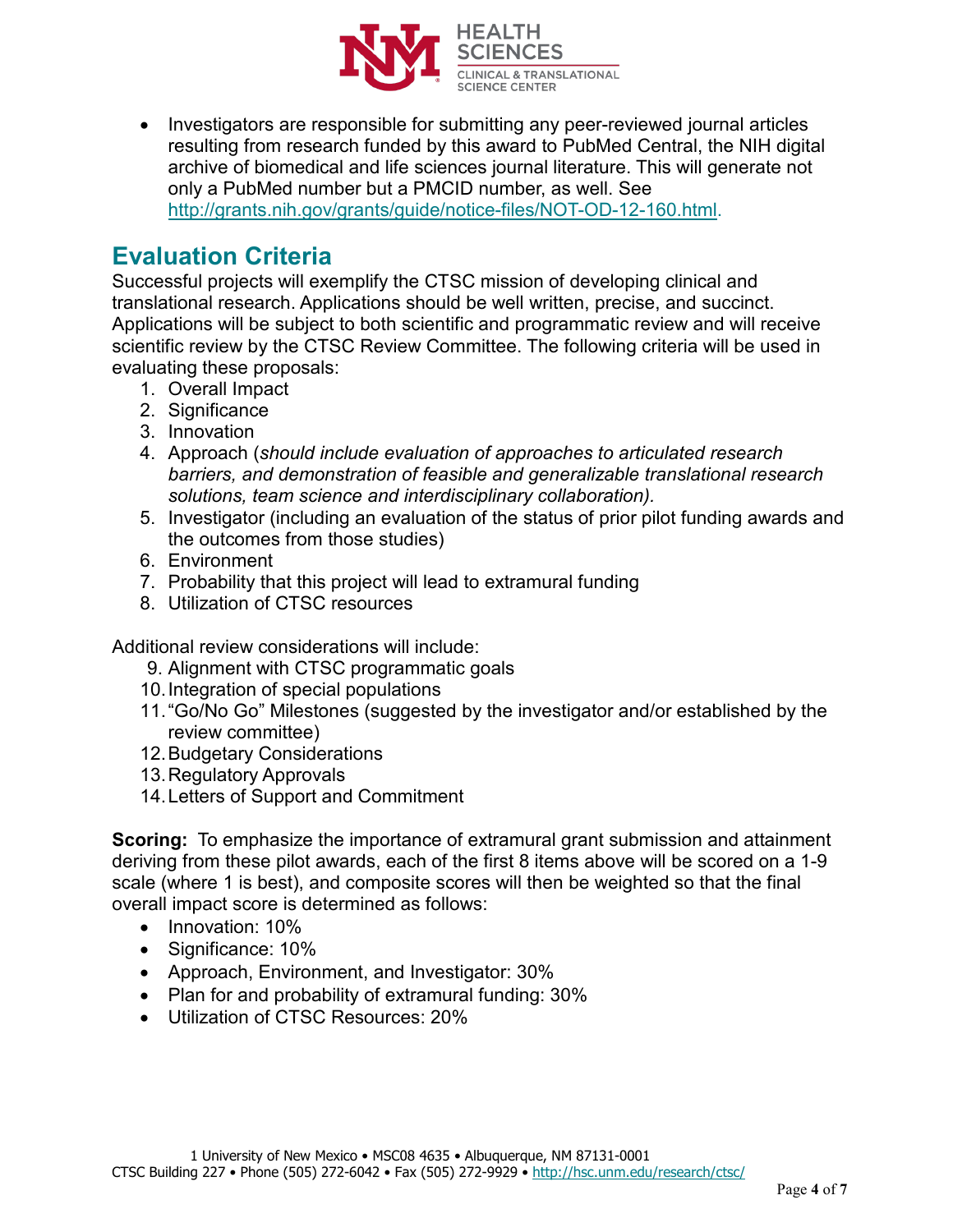- Investigators are responsible for submitting any peer-reviewed journal articles resulting from research funded by this award to PubMed Central, the NIH digital archive of biomedical and life sciences journal literature. This will generate not only a PubMed number but a PMCID number, as well. See http://grants.nih.gov/grants/guide/notice-files/NOT-OD-12-160.html.

## Evaluation Criteria

Successful projects will exemplify the CTSC mission of developing clinical and translational research. Applications should be well written, precise, and succinct. Applications will be subject to both scientific and programmatic review and will receive scientific review by the CTSC Review Committee. The following criteria will be used in evaluating these proposals:

1. Overall Impact
2. Significance
3. Innovation
4. Approach (*should include evaluation of approaches to articulated research barriers, and demonstration of feasible and generalizable translational research solutions, team science and interdisciplinary collaboration).*
5. Investigator (including an evaluation of the status of prior pilot funding awards and the outcomes from those studies)
6. Environment
7. Probability that this project will lead to extramural funding
8. Utilization of CTSC resources

Additional review considerations will include:

9. Alignment with CTSC programmatic goals
10. Integration of special populations
11. "Go/No Go" Milestones (suggested by the investigator and/or established by the review committee)
12. Budgetary Considerations
13. Regulatory Approvals
14. Letters of Support and Commitment

**Scoring:** To emphasize the importance of extramural grant submission and attainment deriving from these pilot awards, each of the first 8 items above will be scored on a 1-9 scale (where 1 is best), and composite scores will then be weighted so that the final overall impact score is determined as follows:

- Innovation: 10%
- Significance: 10%
- Approach, Environment, and Investigator: 30%
- Plan for and probability of extramural funding: 30%
- Utilization of CTSC Resources: 20%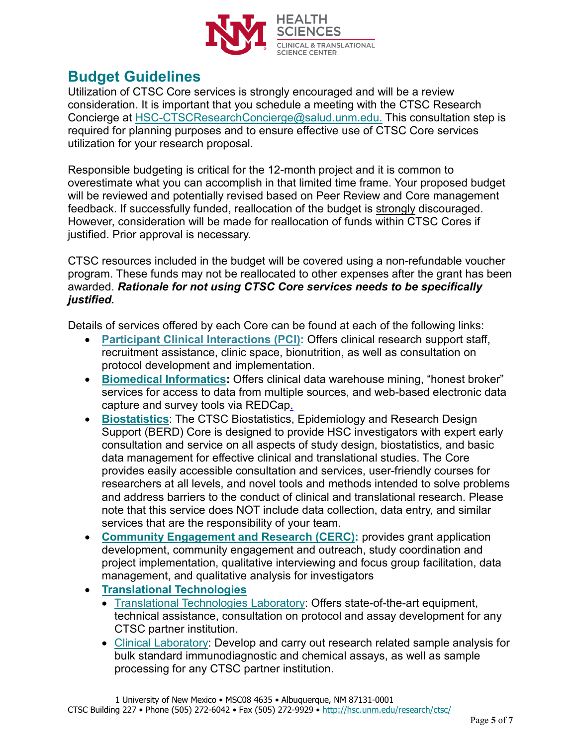## Budget Guidelines

Utilization of CTSC Core services is strongly encouraged and will be a review consideration. It is important that you schedule a meeting with the CTSC Research Concierge at HSC-CTSCResearchConcierge@salud.unm.edu. This consultation step is required for planning purposes and to ensure effective use of CTSC Core services utilization for your research proposal.

Responsible budgeting is critical for the 12-month project and it is common to overestimate what you can accomplish in that limited time frame. Your proposed budget will be reviewed and potentially revised based on Peer Review and Core management feedback. If successfully funded, reallocation of the budget is strongly discouraged. However, consideration will be made for reallocation of funds within CTSC Cores if justified. Prior approval is necessary.

CTSC resources included in the budget will be covered using a non-refundable voucher program. These funds may not be reallocated to other expenses after the grant has been awarded. ***Rationale for not using CTSC Core services needs to be specifically justified.***

Details of services offered by each Core can be found at each of the following links:

- **Participant Clinical Interactions (PCI):** Offers clinical research support staff, recruitment assistance, clinic space, bionutrition, as well as consultation on protocol development and implementation.
- **Biomedical Informatics:** Offers clinical data warehouse mining, "honest broker" services for access to data from multiple sources, and web-based electronic data capture and survey tools via REDCap.
- **Biostatistics**: The CTSC Biostatistics, Epidemiology and Research Design Support (BERD) Core is designed to provide HSC investigators with expert early consultation and service on all aspects of study design, biostatistics, and basic data management for effective clinical and translational studies. The Core provides easily accessible consultation and services, user-friendly courses for researchers at all levels, and novel tools and methods intended to solve problems and address barriers to the conduct of clinical and translational research. Please note that this service does NOT include data collection, data entry, and similar services that are the responsibility of your team.
- **Community Engagement and Research (CERC):** provides grant application development, community engagement and outreach, study coordination and project implementation, qualitative interviewing and focus group facilitation, data management, and qualitative analysis for investigators
- **Translational Technologies**
  - Translational Technologies Laboratory: Offers state-of-the-art equipment, technical assistance, consultation on protocol and assay development for any CTSC partner institution.
  - Clinical Laboratory: Develop and carry out research related sample analysis for bulk standard immunodiagnostic and chemical assays, as well as sample processing for any CTSC partner institution.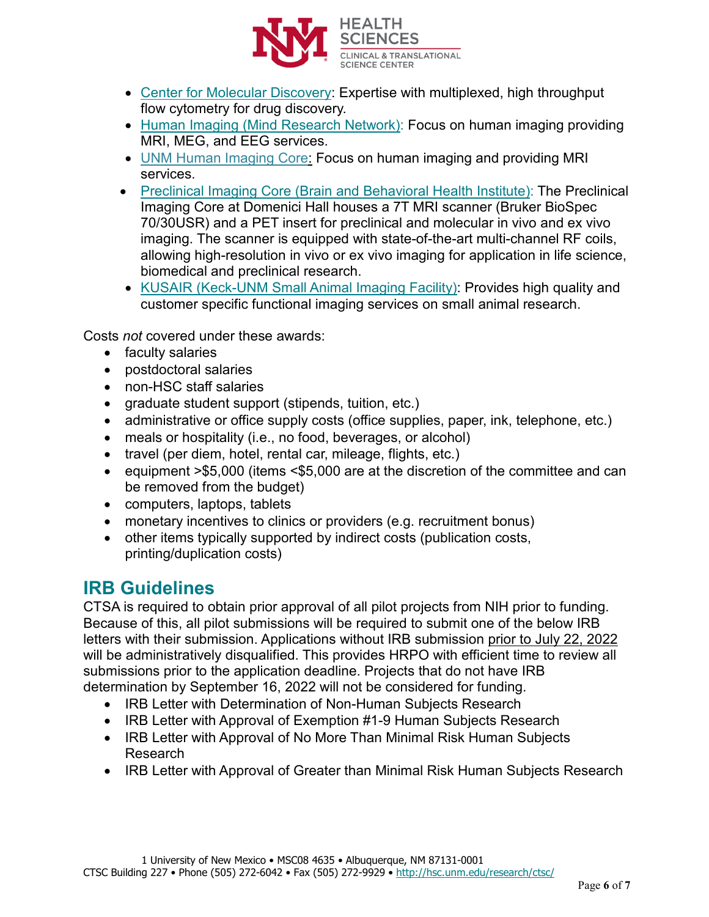- Center for Molecular Discovery: Expertise with multiplexed, high throughput flow cytometry for drug discovery.
- Human Imaging (Mind Research Network): Focus on human imaging providing MRI, MEG, and EEG services.
- UNM Human Imaging Core: Focus on human imaging and providing MRI services.
- Preclinical Imaging Core (Brain and Behavioral Health Institute): The Preclinical Imaging Core at Domenici Hall houses a 7T MRI scanner (Bruker BioSpec 70/30USR) and a PET insert for preclinical and molecular in vivo and ex vivo imaging. The scanner is equipped with state-of-the-art multi-channel RF coils, allowing high-resolution in vivo or ex vivo imaging for application in life science, biomedical and preclinical research.
- KUSAIR (Keck-UNM Small Animal Imaging Facility): Provides high quality and customer specific functional imaging services on small animal research.

Costs *not* covered under these awards:

- faculty salaries
- postdoctoral salaries
- non-HSC staff salaries
- graduate student support (stipends, tuition, etc.)
- administrative or office supply costs (office supplies, paper, ink, telephone, etc.)
- meals or hospitality (i.e., no food, beverages, or alcohol)
- travel (per diem, hotel, rental car, mileage, flights, etc.)
- equipment >$5,000 (items <$5,000 are at the discretion of the committee and can be removed from the budget)
- computers, laptops, tablets
- monetary incentives to clinics or providers (e.g. recruitment bonus)
- other items typically supported by indirect costs (publication costs, printing/duplication costs)

## IRB Guidelines

CTSA is required to obtain prior approval of all pilot projects from NIH prior to funding. Because of this, all pilot submissions will be required to submit one of the below IRB letters with their submission. Applications without IRB submission prior to July 22, 2022 will be administratively disqualified. This provides HRPO with efficient time to review all submissions prior to the application deadline. Projects that do not have IRB determination by September 16, 2022 will not be considered for funding.

- IRB Letter with Determination of Non-Human Subjects Research
- IRB Letter with Approval of Exemption #1-9 Human Subjects Research
- IRB Letter with Approval of No More Than Minimal Risk Human Subjects Research
- IRB Letter with Approval of Greater than Minimal Risk Human Subjects Research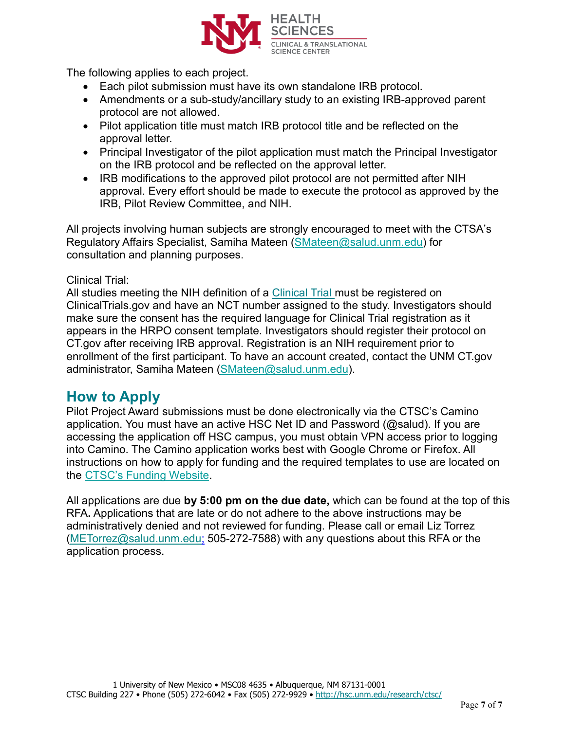The following applies to each project.

- Each pilot submission must have its own standalone IRB protocol.
- Amendments or a sub-study/ancillary study to an existing IRB-approved parent protocol are not allowed.
- Pilot application title must match IRB protocol title and be reflected on the approval letter.
- Principal Investigator of the pilot application must match the Principal Investigator on the IRB protocol and be reflected on the approval letter.
- IRB modifications to the approved pilot protocol are not permitted after NIH approval. Every effort should be made to execute the protocol as approved by the IRB, Pilot Review Committee, and NIH.

All projects involving human subjects are strongly encouraged to meet with the CTSA's Regulatory Affairs Specialist, Samiha Mateen (SMateen@salud.unm.edu) for consultation and planning purposes.

Clinical Trial:
All studies meeting the NIH definition of a Clinical Trial must be registered on ClinicalTrials.gov and have an NCT number assigned to the study. Investigators should make sure the consent has the required language for Clinical Trial registration as it appears in the HRPO consent template. Investigators should register their protocol on CT.gov after receiving IRB approval. Registration is an NIH requirement prior to enrollment of the first participant. To have an account created, contact the UNM CT.gov administrator, Samiha Mateen (SMateen@salud.unm.edu).

## How to Apply

Pilot Project Award submissions must be done electronically via the CTSC's Camino application. You must have an active HSC Net ID and Password (@salud). If you are accessing the application off HSC campus, you must obtain VPN access prior to logging into Camino. The Camino application works best with Google Chrome or Firefox. All instructions on how to apply for funding and the required templates to use are located on the CTSC's Funding Website.

All applications are due **by 5:00 pm on the due date,** which can be found at the top of this RFA**.** Applications that are late or do not adhere to the above instructions may be administratively denied and not reviewed for funding. Please call or email Liz Torrez (METorrez@salud.unm.edu; 505-272-7588) with any questions about this RFA or the application process.